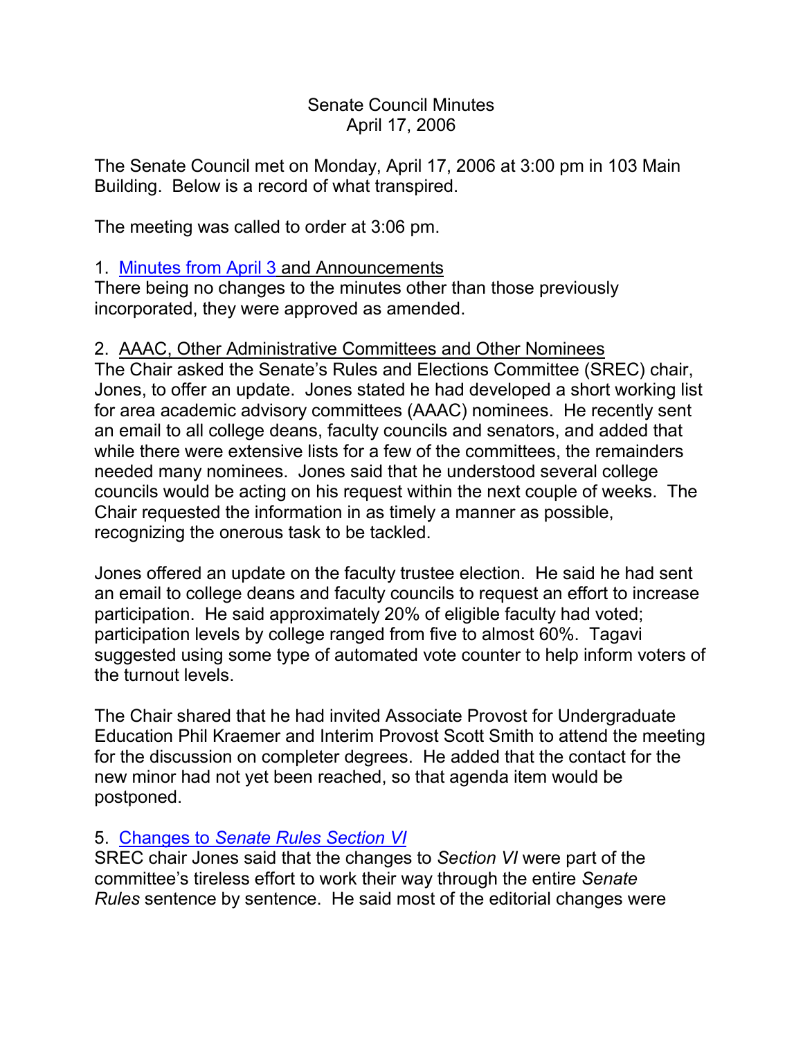# Senate Council Minutes
## April 17, 2006

The Senate Council met on Monday, April 17, 2006 at 3:00 pm in 103 Main Building. Below is a record of what transpired.

The meeting was called to order at 3:06 pm.

1. Minutes from April 3 and Announcements

There being no changes to the minutes other than those previously incorporated, they were approved as amended.

2. AAAC, Other Administrative Committees and Other Nominees

The Chair asked the Senate's Rules and Elections Committee (SREC) chair, Jones, to offer an update. Jones stated he had developed a short working list for area academic advisory committees (AAAC) nominees. He recently sent an email to all college deans, faculty councils and senators, and added that while there were extensive lists for a few of the committees, the remainders needed many nominees. Jones said that he understood several college councils would be acting on his request within the next couple of weeks. The Chair requested the information in as timely a manner as possible, recognizing the onerous task to be tackled.

Jones offered an update on the faculty trustee election. He said he had sent an email to college deans and faculty councils to request an effort to increase participation. He said approximately 20% of eligible faculty had voted; participation levels by college ranged from five to almost 60%. Tagavi suggested using some type of automated vote counter to help inform voters of the turnout levels.

The Chair shared that he had invited Associate Provost for Undergraduate Education Phil Kraemer and Interim Provost Scott Smith to attend the meeting for the discussion on completer degrees. He added that the contact for the new minor had not yet been reached, so that agenda item would be postponed.

5. Changes to *Senate Rules Section VI*

SREC chair Jones said that the changes to *Section VI* were part of the committee's tireless effort to work their way through the entire *Senate Rules* sentence by sentence. He said most of the editorial changes were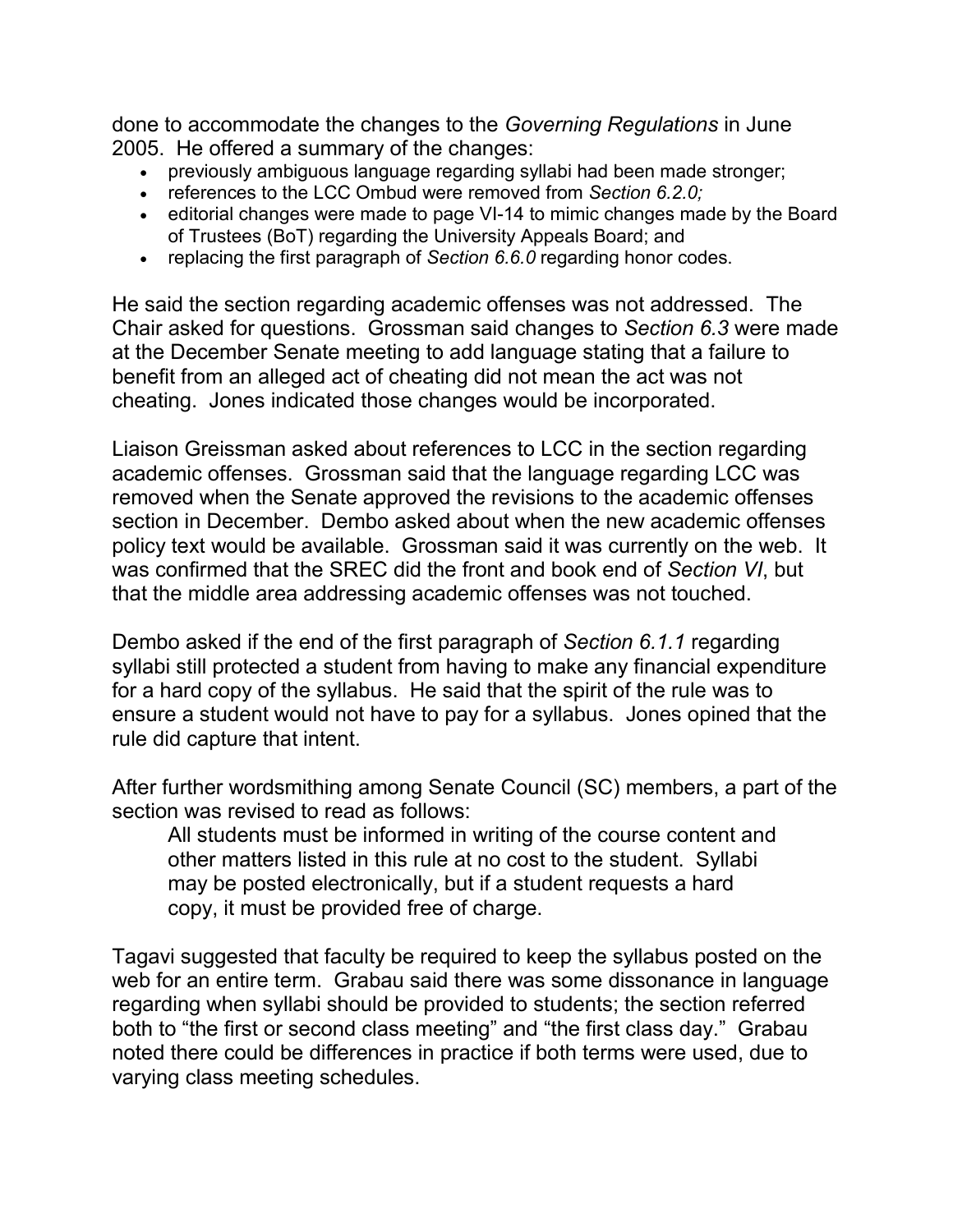done to accommodate the changes to the *Governing Regulations* in June 2005. He offered a summary of the changes:

- previously ambiguous language regarding syllabi had been made stronger;
- references to the LCC Ombud were removed from *Section 6.2.0;*
- editorial changes were made to page VI-14 to mimic changes made by the Board of Trustees (BoT) regarding the University Appeals Board; and
- replacing the first paragraph of *Section 6.6.0* regarding honor codes.

He said the section regarding academic offenses was not addressed. The Chair asked for questions. Grossman said changes to *Section 6.3* were made at the December Senate meeting to add language stating that a failure to benefit from an alleged act of cheating did not mean the act was not cheating. Jones indicated those changes would be incorporated.

Liaison Greissman asked about references to LCC in the section regarding academic offenses. Grossman said that the language regarding LCC was removed when the Senate approved the revisions to the academic offenses section in December. Dembo asked about when the new academic offenses policy text would be available. Grossman said it was currently on the web. It was confirmed that the SREC did the front and book end of *Section VI*, but that the middle area addressing academic offenses was not touched.

Dembo asked if the end of the first paragraph of *Section 6.1.1* regarding syllabi still protected a student from having to make any financial expenditure for a hard copy of the syllabus. He said that the spirit of the rule was to ensure a student would not have to pay for a syllabus. Jones opined that the rule did capture that intent.

After further wordsmithing among Senate Council (SC) members, a part of the section was revised to read as follows:

> All students must be informed in writing of the course content and other matters listed in this rule at no cost to the student. Syllabi may be posted electronically, but if a student requests a hard copy, it must be provided free of charge.

Tagavi suggested that faculty be required to keep the syllabus posted on the web for an entire term. Grabau said there was some dissonance in language regarding when syllabi should be provided to students; the section referred both to “the first or second class meeting” and “the first class day.” Grabau noted there could be differences in practice if both terms were used, due to varying class meeting schedules.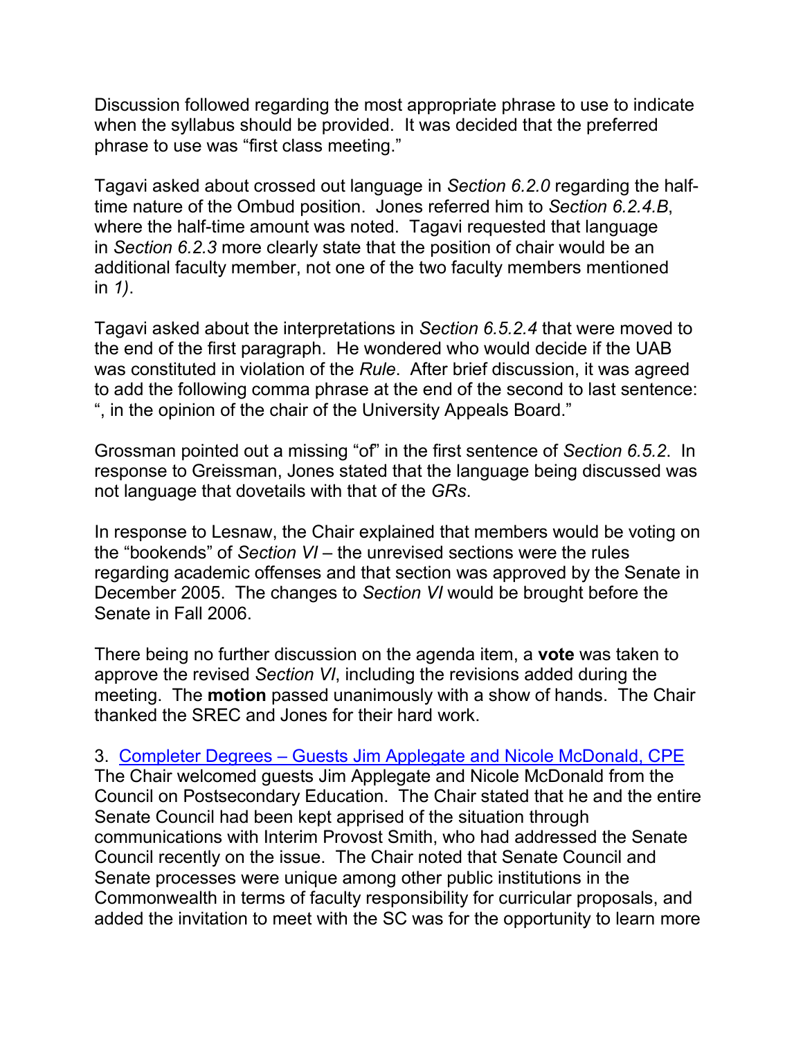Discussion followed regarding the most appropriate phrase to use to indicate when the syllabus should be provided. It was decided that the preferred phrase to use was "first class meeting."

Tagavi asked about crossed out language in *Section 6.2.0* regarding the half-time nature of the Ombud position. Jones referred him to *Section 6.2.4.B*, where the half-time amount was noted. Tagavi requested that language in *Section 6.2.3* more clearly state that the position of chair would be an additional faculty member, not one of the two faculty members mentioned in *1)*.

Tagavi asked about the interpretations in *Section 6.5.2.4* that were moved to the end of the first paragraph. He wondered who would decide if the UAB was constituted in violation of the *Rule*. After brief discussion, it was agreed to add the following comma phrase at the end of the second to last sentence: ", in the opinion of the chair of the University Appeals Board."

Grossman pointed out a missing "of" in the first sentence of *Section 6.5.2*. In response to Greissman, Jones stated that the language being discussed was not language that dovetails with that of the *GRs*.

In response to Lesnaw, the Chair explained that members would be voting on the "bookends" of *Section VI* – the unrevised sections were the rules regarding academic offenses and that section was approved by the Senate in December 2005. The changes to *Section VI* would be brought before the Senate in Fall 2006.

There being no further discussion on the agenda item, a **vote** was taken to approve the revised *Section VI*, including the revisions added during the meeting. The **motion** passed unanimously with a show of hands. The Chair thanked the SREC and Jones for their hard work.

3. [Completer Degrees – Guests Jim Applegate and Nicole McDonald, CPE]()
The Chair welcomed guests Jim Applegate and Nicole McDonald from the Council on Postsecondary Education. The Chair stated that he and the entire Senate Council had been kept apprised of the situation through communications with Interim Provost Smith, who had addressed the Senate Council recently on the issue. The Chair noted that Senate Council and Senate processes were unique among other public institutions in the Commonwealth in terms of faculty responsibility for curricular proposals, and added the invitation to meet with the SC was for the opportunity to learn more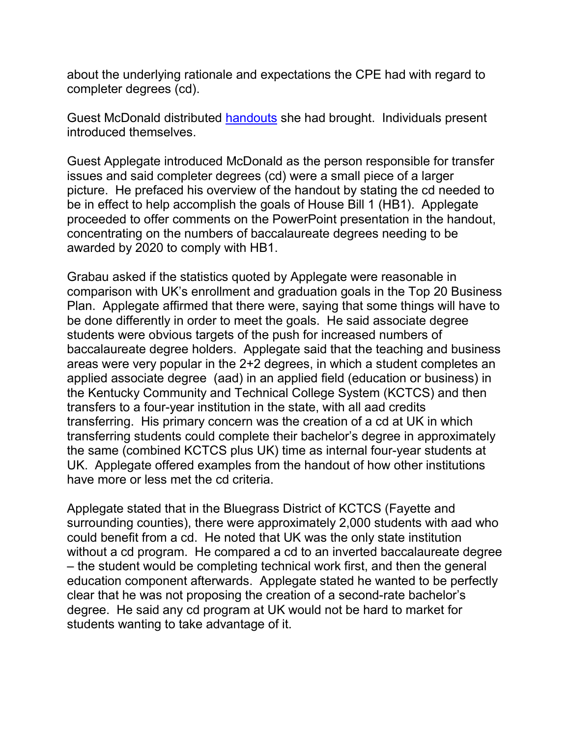about the underlying rationale and expectations the CPE had with regard to completer degrees (cd).

Guest McDonald distributed handouts she had brought. Individuals present introduced themselves.

Guest Applegate introduced McDonald as the person responsible for transfer issues and said completer degrees (cd) were a small piece of a larger picture. He prefaced his overview of the handout by stating the cd needed to be in effect to help accomplish the goals of House Bill 1 (HB1). Applegate proceeded to offer comments on the PowerPoint presentation in the handout, concentrating on the numbers of baccalaureate degrees needing to be awarded by 2020 to comply with HB1.

Grabau asked if the statistics quoted by Applegate were reasonable in comparison with UK's enrollment and graduation goals in the Top 20 Business Plan. Applegate affirmed that there were, saying that some things will have to be done differently in order to meet the goals. He said associate degree students were obvious targets of the push for increased numbers of baccalaureate degree holders. Applegate said that the teaching and business areas were very popular in the 2+2 degrees, in which a student completes an applied associate degree (aad) in an applied field (education or business) in the Kentucky Community and Technical College System (KCTCS) and then transfers to a four-year institution in the state, with all aad credits transferring. His primary concern was the creation of a cd at UK in which transferring students could complete their bachelor's degree in approximately the same (combined KCTCS plus UK) time as internal four-year students at UK. Applegate offered examples from the handout of how other institutions have more or less met the cd criteria.

Applegate stated that in the Bluegrass District of KCTCS (Fayette and surrounding counties), there were approximately 2,000 students with aad who could benefit from a cd. He noted that UK was the only state institution without a cd program. He compared a cd to an inverted baccalaureate degree – the student would be completing technical work first, and then the general education component afterwards. Applegate stated he wanted to be perfectly clear that he was not proposing the creation of a second-rate bachelor's degree. He said any cd program at UK would not be hard to market for students wanting to take advantage of it.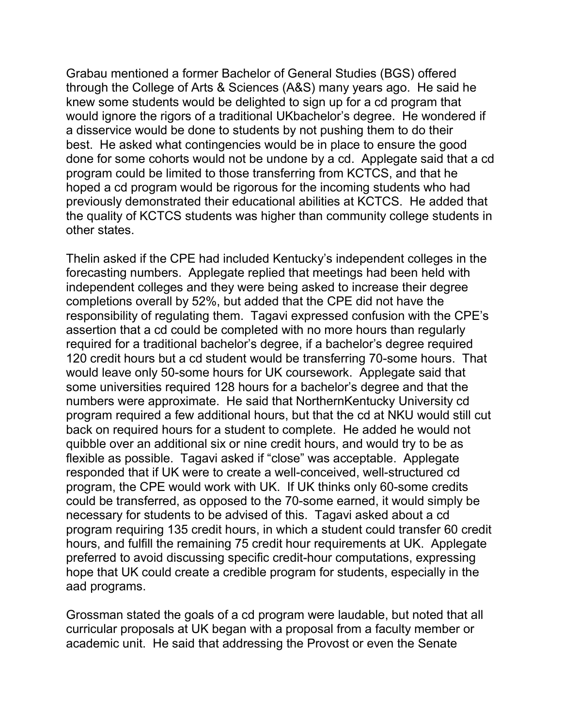Grabau mentioned a former Bachelor of General Studies (BGS) offered through the College of Arts & Sciences (A&S) many years ago. He said he knew some students would be delighted to sign up for a cd program that would ignore the rigors of a traditional UKbachelor's degree. He wondered if a disservice would be done to students by not pushing them to do their best. He asked what contingencies would be in place to ensure the good done for some cohorts would not be undone by a cd. Applegate said that a cd program could be limited to those transferring from KCTCS, and that he hoped a cd program would be rigorous for the incoming students who had previously demonstrated their educational abilities at KCTCS. He added that the quality of KCTCS students was higher than community college students in other states.

Thelin asked if the CPE had included Kentucky's independent colleges in the forecasting numbers. Applegate replied that meetings had been held with independent colleges and they were being asked to increase their degree completions overall by 52%, but added that the CPE did not have the responsibility of regulating them. Tagavi expressed confusion with the CPE's assertion that a cd could be completed with no more hours than regularly required for a traditional bachelor's degree, if a bachelor's degree required 120 credit hours but a cd student would be transferring 70-some hours. That would leave only 50-some hours for UK coursework. Applegate said that some universities required 128 hours for a bachelor's degree and that the numbers were approximate. He said that NorthernKentucky University cd program required a few additional hours, but that the cd at NKU would still cut back on required hours for a student to complete. He added he would not quibble over an additional six or nine credit hours, and would try to be as flexible as possible. Tagavi asked if "close" was acceptable. Applegate responded that if UK were to create a well-conceived, well-structured cd program, the CPE would work with UK. If UK thinks only 60-some credits could be transferred, as opposed to the 70-some earned, it would simply be necessary for students to be advised of this. Tagavi asked about a cd program requiring 135 credit hours, in which a student could transfer 60 credit hours, and fulfill the remaining 75 credit hour requirements at UK. Applegate preferred to avoid discussing specific credit-hour computations, expressing hope that UK could create a credible program for students, especially in the aad programs.

Grossman stated the goals of a cd program were laudable, but noted that all curricular proposals at UK began with a proposal from a faculty member or academic unit. He said that addressing the Provost or even the Senate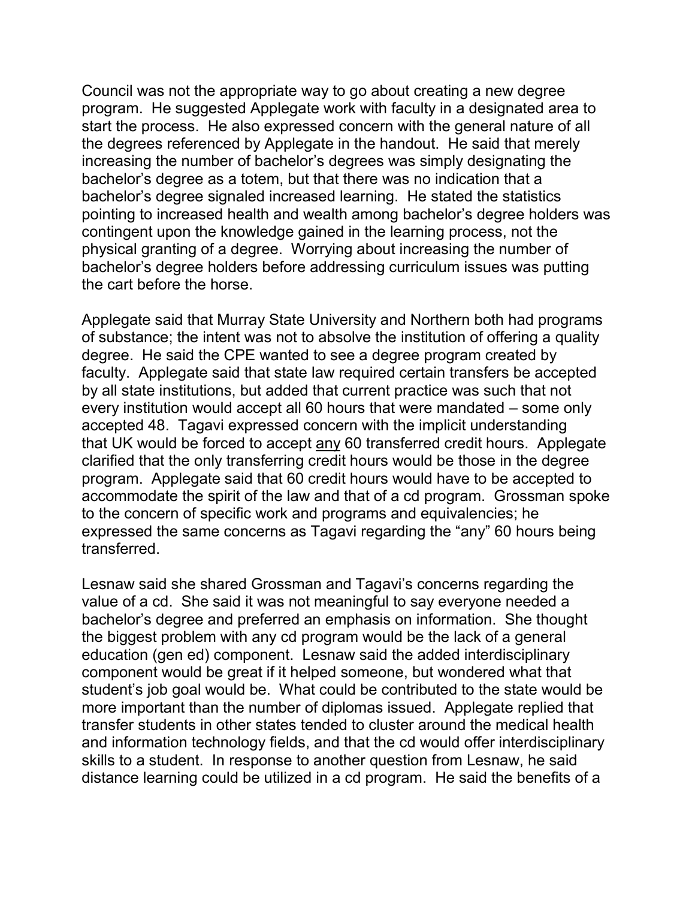Council was not the appropriate way to go about creating a new degree program. He suggested Applegate work with faculty in a designated area to start the process. He also expressed concern with the general nature of all the degrees referenced by Applegate in the handout. He said that merely increasing the number of bachelor's degrees was simply designating the bachelor's degree as a totem, but that there was no indication that a bachelor's degree signaled increased learning. He stated the statistics pointing to increased health and wealth among bachelor's degree holders was contingent upon the knowledge gained in the learning process, not the physical granting of a degree. Worrying about increasing the number of bachelor's degree holders before addressing curriculum issues was putting the cart before the horse.

Applegate said that Murray State University and Northern both had programs of substance; the intent was not to absolve the institution of offering a quality degree. He said the CPE wanted to see a degree program created by faculty. Applegate said that state law required certain transfers be accepted by all state institutions, but added that current practice was such that not every institution would accept all 60 hours that were mandated – some only accepted 48. Tagavi expressed concern with the implicit understanding that UK would be forced to accept <u>any</u> 60 transferred credit hours. Applegate clarified that the only transferring credit hours would be those in the degree program. Applegate said that 60 credit hours would have to be accepted to accommodate the spirit of the law and that of a cd program. Grossman spoke to the concern of specific work and programs and equivalencies; he expressed the same concerns as Tagavi regarding the "any" 60 hours being transferred.

Lesnaw said she shared Grossman and Tagavi's concerns regarding the value of a cd. She said it was not meaningful to say everyone needed a bachelor's degree and preferred an emphasis on information. She thought the biggest problem with any cd program would be the lack of a general education (gen ed) component. Lesnaw said the added interdisciplinary component would be great if it helped someone, but wondered what that student's job goal would be. What could be contributed to the state would be more important than the number of diplomas issued. Applegate replied that transfer students in other states tended to cluster around the medical health and information technology fields, and that the cd would offer interdisciplinary skills to a student. In response to another question from Lesnaw, he said distance learning could be utilized in a cd program. He said the benefits of a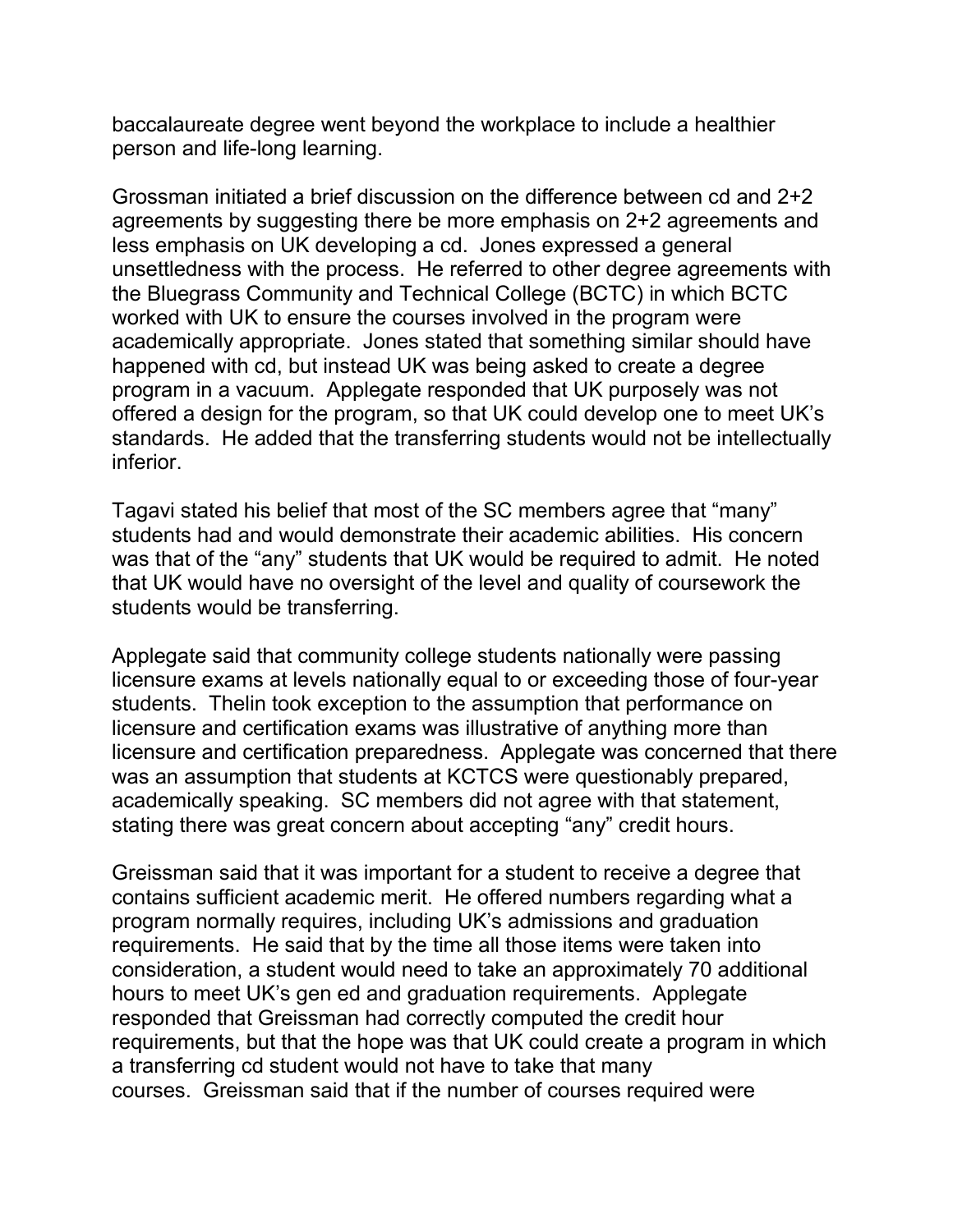baccalaureate degree went beyond the workplace to include a healthier person and life-long learning.

Grossman initiated a brief discussion on the difference between cd and 2+2 agreements by suggesting there be more emphasis on 2+2 agreements and less emphasis on UK developing a cd. Jones expressed a general unsettledness with the process. He referred to other degree agreements with the Bluegrass Community and Technical College (BCTC) in which BCTC worked with UK to ensure the courses involved in the program were academically appropriate. Jones stated that something similar should have happened with cd, but instead UK was being asked to create a degree program in a vacuum. Applegate responded that UK purposely was not offered a design for the program, so that UK could develop one to meet UK's standards. He added that the transferring students would not be intellectually inferior.

Tagavi stated his belief that most of the SC members agree that "many" students had and would demonstrate their academic abilities. His concern was that of the "any" students that UK would be required to admit. He noted that UK would have no oversight of the level and quality of coursework the students would be transferring.

Applegate said that community college students nationally were passing licensure exams at levels nationally equal to or exceeding those of four-year students. Thelin took exception to the assumption that performance on licensure and certification exams was illustrative of anything more than licensure and certification preparedness. Applegate was concerned that there was an assumption that students at KCTCS were questionably prepared, academically speaking. SC members did not agree with that statement, stating there was great concern about accepting "any" credit hours.

Greissman said that it was important for a student to receive a degree that contains sufficient academic merit. He offered numbers regarding what a program normally requires, including UK's admissions and graduation requirements. He said that by the time all those items were taken into consideration, a student would need to take an approximately 70 additional hours to meet UK's gen ed and graduation requirements. Applegate responded that Greissman had correctly computed the credit hour requirements, but that the hope was that UK could create a program in which a transferring cd student would not have to take that many courses. Greissman said that if the number of courses required were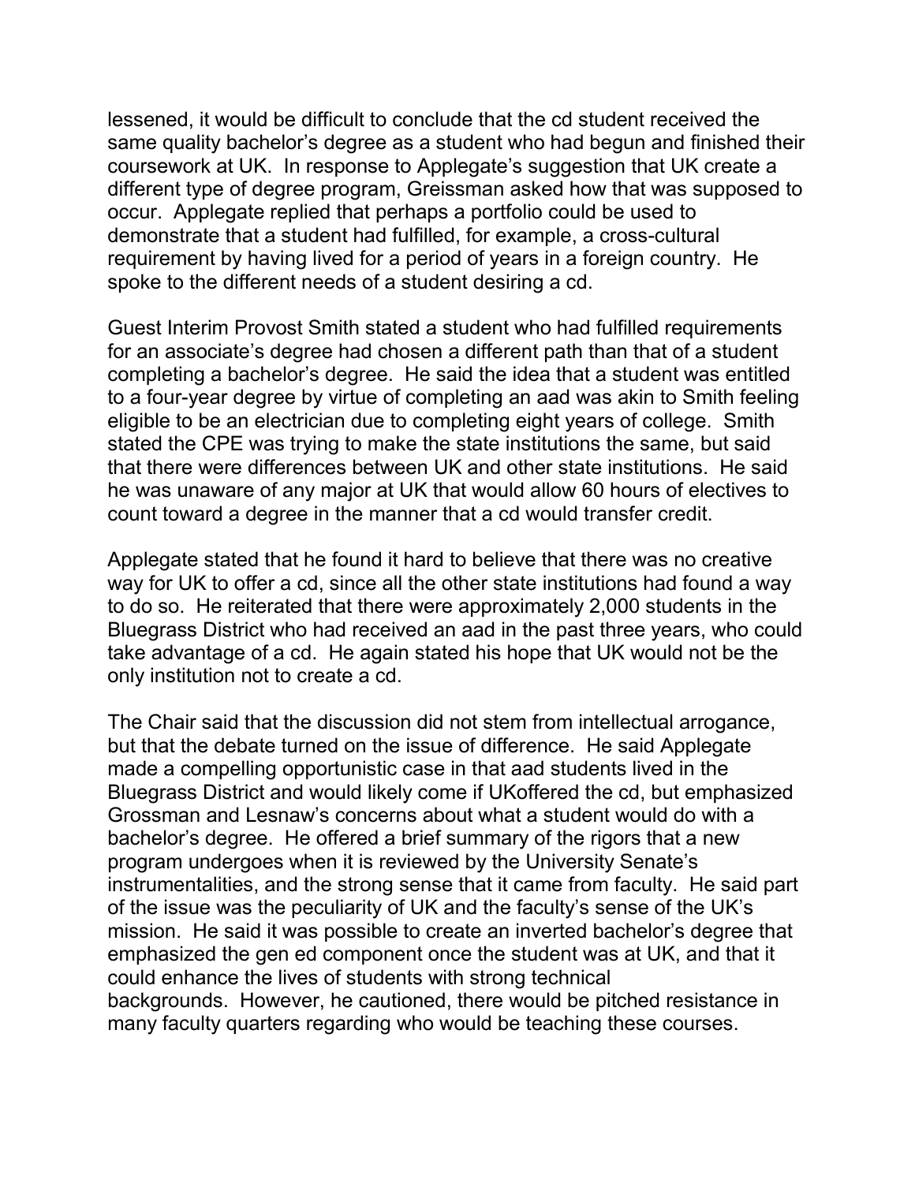lessened, it would be difficult to conclude that the cd student received the same quality bachelor's degree as a student who had begun and finished their coursework at UK. In response to Applegate's suggestion that UK create a different type of degree program, Greissman asked how that was supposed to occur. Applegate replied that perhaps a portfolio could be used to demonstrate that a student had fulfilled, for example, a cross-cultural requirement by having lived for a period of years in a foreign country. He spoke to the different needs of a student desiring a cd.

Guest Interim Provost Smith stated a student who had fulfilled requirements for an associate's degree had chosen a different path than that of a student completing a bachelor's degree. He said the idea that a student was entitled to a four-year degree by virtue of completing an aad was akin to Smith feeling eligible to be an electrician due to completing eight years of college. Smith stated the CPE was trying to make the state institutions the same, but said that there were differences between UK and other state institutions. He said he was unaware of any major at UK that would allow 60 hours of electives to count toward a degree in the manner that a cd would transfer credit.

Applegate stated that he found it hard to believe that there was no creative way for UK to offer a cd, since all the other state institutions had found a way to do so. He reiterated that there were approximately 2,000 students in the Bluegrass District who had received an aad in the past three years, who could take advantage of a cd. He again stated his hope that UK would not be the only institution not to create a cd.

The Chair said that the discussion did not stem from intellectual arrogance, but that the debate turned on the issue of difference. He said Applegate made a compelling opportunistic case in that aad students lived in the Bluegrass District and would likely come if UKoffered the cd, but emphasized Grossman and Lesnaw's concerns about what a student would do with a bachelor's degree. He offered a brief summary of the rigors that a new program undergoes when it is reviewed by the University Senate's instrumentalities, and the strong sense that it came from faculty. He said part of the issue was the peculiarity of UK and the faculty's sense of the UK's mission. He said it was possible to create an inverted bachelor's degree that emphasized the gen ed component once the student was at UK, and that it could enhance the lives of students with strong technical backgrounds. However, he cautioned, there would be pitched resistance in many faculty quarters regarding who would be teaching these courses.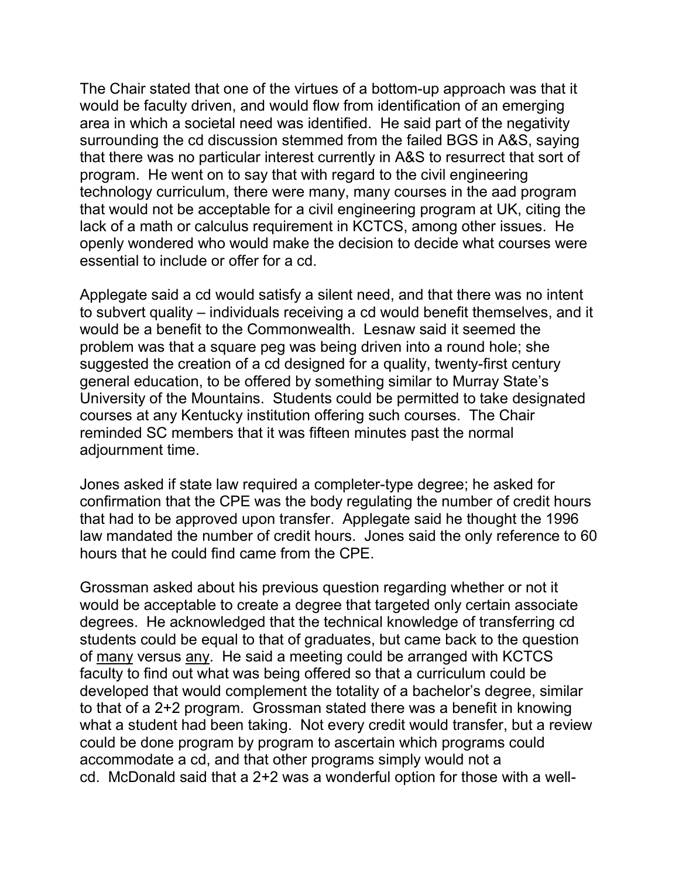The Chair stated that one of the virtues of a bottom-up approach was that it would be faculty driven, and would flow from identification of an emerging area in which a societal need was identified. He said part of the negativity surrounding the cd discussion stemmed from the failed BGS in A&S, saying that there was no particular interest currently in A&S to resurrect that sort of program. He went on to say that with regard to the civil engineering technology curriculum, there were many, many courses in the aad program that would not be acceptable for a civil engineering program at UK, citing the lack of a math or calculus requirement in KCTCS, among other issues. He openly wondered who would make the decision to decide what courses were essential to include or offer for a cd.

Applegate said a cd would satisfy a silent need, and that there was no intent to subvert quality – individuals receiving a cd would benefit themselves, and it would be a benefit to the Commonwealth. Lesnaw said it seemed the problem was that a square peg was being driven into a round hole; she suggested the creation of a cd designed for a quality, twenty-first century general education, to be offered by something similar to Murray State's University of the Mountains. Students could be permitted to take designated courses at any Kentucky institution offering such courses. The Chair reminded SC members that it was fifteen minutes past the normal adjournment time.

Jones asked if state law required a completer-type degree; he asked for confirmation that the CPE was the body regulating the number of credit hours that had to be approved upon transfer. Applegate said he thought the 1996 law mandated the number of credit hours. Jones said the only reference to 60 hours that he could find came from the CPE.

Grossman asked about his previous question regarding whether or not it would be acceptable to create a degree that targeted only certain associate degrees. He acknowledged that the technical knowledge of transferring cd students could be equal to that of graduates, but came back to the question of <u>many</u> versus <u>any</u>. He said a meeting could be arranged with KCTCS faculty to find out what was being offered so that a curriculum could be developed that would complement the totality of a bachelor's degree, similar to that of a 2+2 program. Grossman stated there was a benefit in knowing what a student had been taking. Not every credit would transfer, but a review could be done program by program to ascertain which programs could accommodate a cd, and that other programs simply would not a cd. McDonald said that a 2+2 was a wonderful option for those with a well-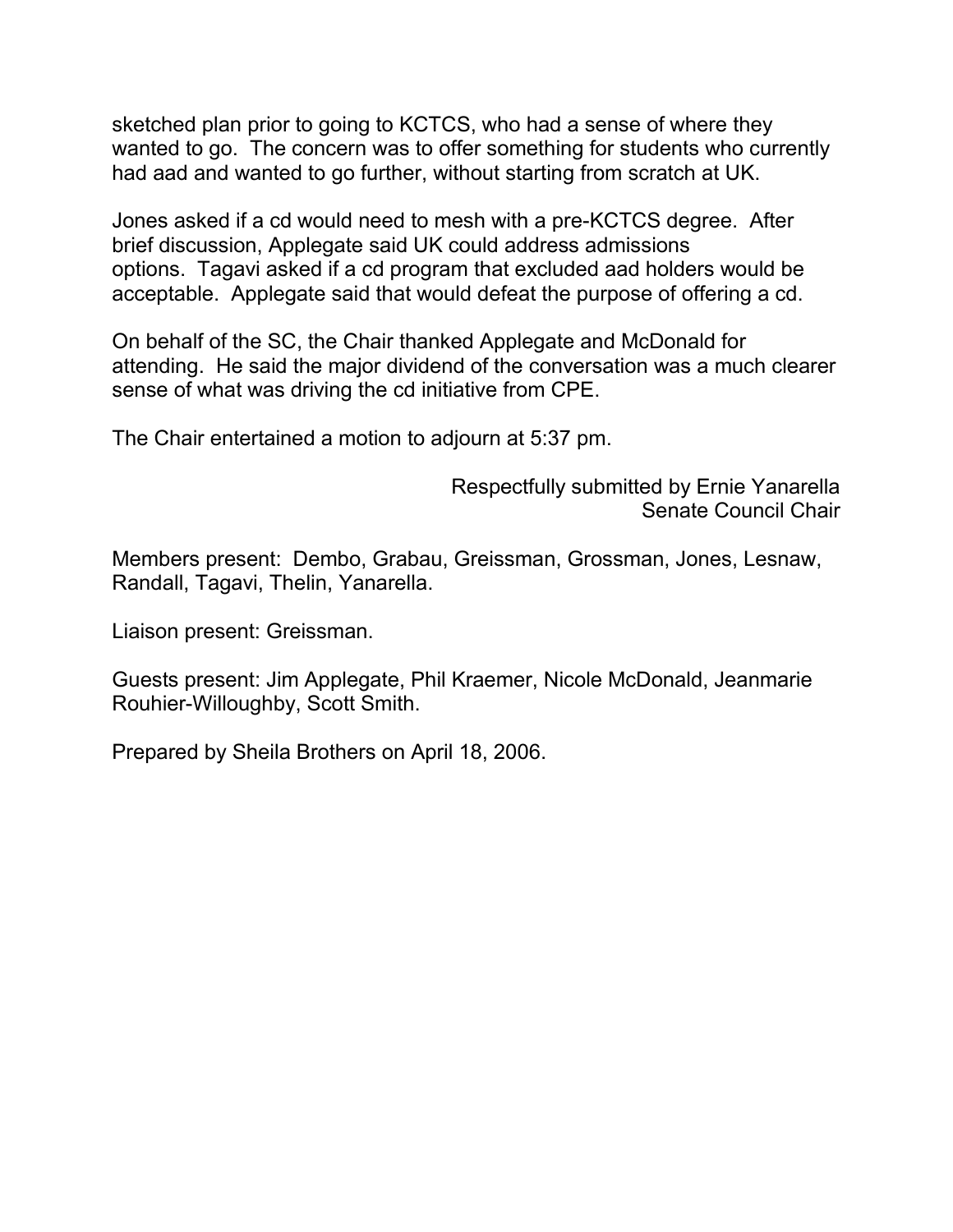sketched plan prior to going to KCTCS, who had a sense of where they wanted to go. The concern was to offer something for students who currently had aad and wanted to go further, without starting from scratch at UK.

Jones asked if a cd would need to mesh with a pre-KCTCS degree. After brief discussion, Applegate said UK could address admissions options. Tagavi asked if a cd program that excluded aad holders would be acceptable. Applegate said that would defeat the purpose of offering a cd.

On behalf of the SC, the Chair thanked Applegate and McDonald for attending. He said the major dividend of the conversation was a much clearer sense of what was driving the cd initiative from CPE.

The Chair entertained a motion to adjourn at 5:37 pm.

Respectfully submitted by Ernie Yanarella
Senate Council Chair

Members present: Dembo, Grabau, Greissman, Grossman, Jones, Lesnaw, Randall, Tagavi, Thelin, Yanarella.

Liaison present: Greissman.

Guests present: Jim Applegate, Phil Kraemer, Nicole McDonald, Jeanmarie Rouhier-Willoughby, Scott Smith.

Prepared by Sheila Brothers on April 18, 2006.